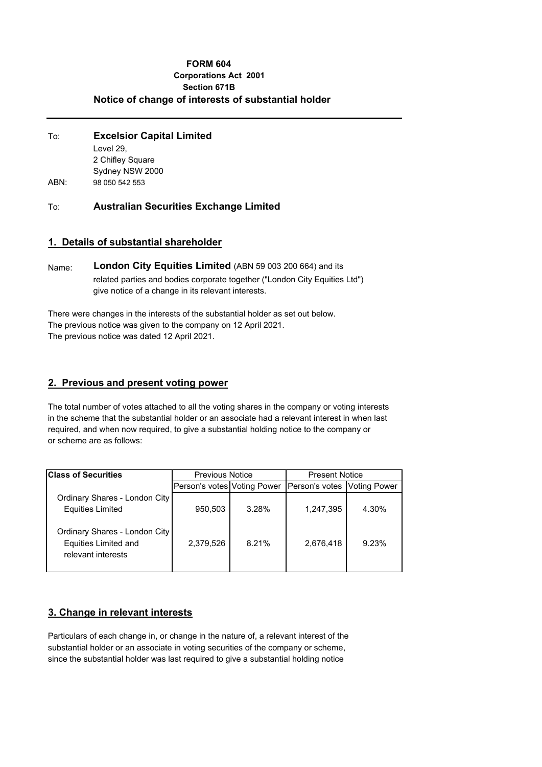# FORM 604

**Corporations Act 2001**

**Section 671B**

## Notice of change of interests of substantial holder

To: **Excelsior Capital Limited**
Level 29,
2 Chifley Square
Sydney NSW 2000

ABN: 98 050 542 553

To: **Australian Securities Exchange Limited**

## 1. Details of substantial shareholder

Name: **London City Equities Limited** (ABN 59 003 200 664) and its related parties and bodies corporate together ("London City Equities Ltd") give notice of a change in its relevant interests.

There were changes in the interests of the substantial holder as set out below.
The previous notice was given to the company on 12 April 2021.
The previous notice was dated 12 April 2021.

## 2. Previous and present voting power

The total number of votes attached to all the voting shares in the company or voting interests in the scheme that the substantial holder or an associate had a relevant interest in when last required, and when now required, to give a substantial holding notice to the company or or scheme are as follows:

| Class of Securities | Previous Notice | | Present Notice | |
|---|---|---|---|---|
| | Person's votes | Voting Power | Person's votes | Voting Power |
| Ordinary Shares - London City Equities Limited | 950,503 | 3.28% | 1,247,395 | 4.30% |
| Ordinary Shares - London City Equities Limited and relevant interests | 2,379,526 | 8.21% | 2,676,418 | 9.23% |

## 3. Change in relevant interests

Particulars of each change in, or change in the nature of, a relevant interest of the substantial holder or an associate in voting securities of the company or scheme, since the substantial holder was last required to give a substantial holding notice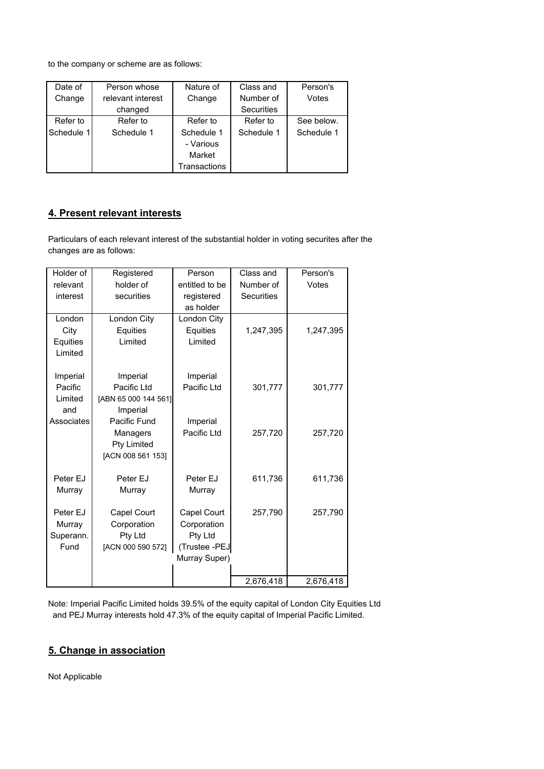to the company or scheme are as follows:

| Date of Change | Person whose relevant interest changed | Nature of Change | Class and Number of Securities | Person's Votes |
| --- | --- | --- | --- | --- |
| Refer to Schedule 1 | Refer to Schedule 1 | Refer to Schedule 1 - Various Market Transactions | Refer to Schedule 1 | See below. Schedule 1 |

## 4. Present relevant interests

Particulars of each relevant interest of the substantial holder in voting securites after the changes are as follows:

| Holder of relevant interest | Registered holder of securities | Person entitled to be registered as holder | Class and Number of Securities | Person's Votes |
| --- | --- | --- | --- | --- |
| London City Equities Limited | London City Equities Limited | London City Equities Limited | 1,247,395 | 1,247,395 |
| Imperial Pacific Limited and Associates | Imperial Pacific Ltd [ABN 65 000 144 561] | Imperial Pacific Ltd | 301,777 | 301,777 |
| | Imperial Pacific Fund Managers Pty Limited [ACN 008 561 153] | Imperial Pacific Ltd | 257,720 | 257,720 |
| Peter EJ Murray | Peter EJ Murray | Peter EJ Murray | 611,736 | 611,736 |
| Peter EJ Murray Superann. Fund | Capel Court Corporation Pty Ltd [ACN 000 590 572] | Capel Court Corporation Pty Ltd (Trustee -PEJ Murray Super) | 257,790 | 257,790 |
| | | | 2,676,418 | 2,676,418 |

Note: Imperial Pacific Limited holds 39.5% of the equity capital of London City Equities Ltd and PEJ Murray interests hold 47.3% of the equity capital of Imperial Pacific Limited.

## 5. Change in association

Not Applicable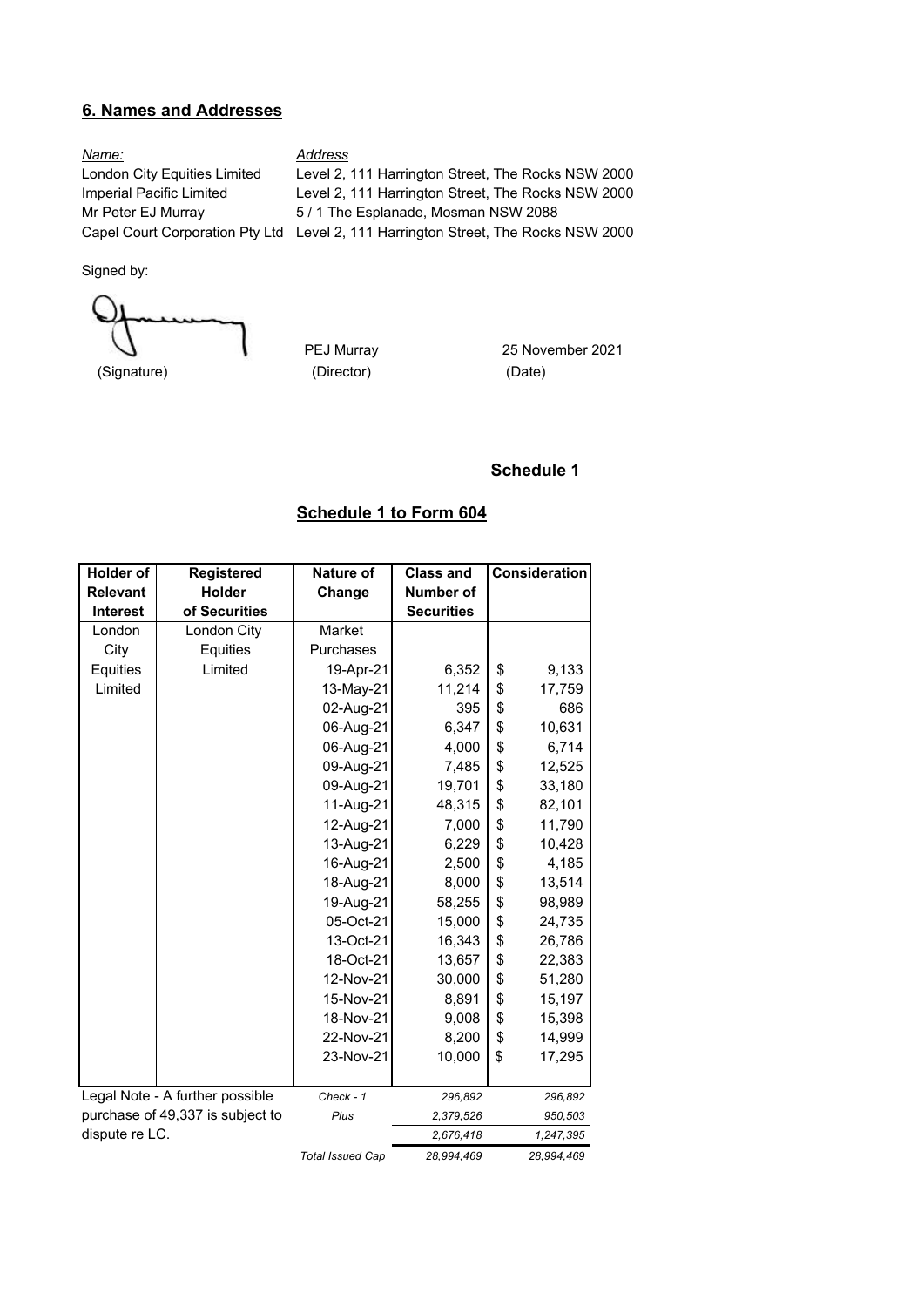## 6. Names and Addresses

| *Name:* | *Address* |
|---|---|
| London City Equities Limited | Level 2, 111 Harrington Street, The Rocks NSW 2000 |
| Imperial Pacific Limited | Level 2, 111 Harrington Street, The Rocks NSW 2000 |
| Mr Peter EJ Murray | 5 / 1 The Esplanade, Mosman NSW 2088 |
| Capel Court Corporation Pty Ltd | Level 2, 111 Harrington Street, The Rocks NSW 2000 |

Signed by:

| | | |
|---|---|---|
| | PEJ Murray | 25 November 2021 |
| (Signature) | (Director) | (Date) |

**Schedule 1**

## Schedule 1 to Form 604

| Holder of Relevant Interest | Registered Holder of Securities | Nature of Change | Class and Number of Securities | Consideration |
|---|---|---|---|---|
| London City Equities Limited | London City Equities Limited | Market Purchases | | |
| | | 19-Apr-21 | 6,352 | $ 9,133 |
| | | 13-May-21 | 11,214 | $ 17,759 |
| | | 02-Aug-21 | 395 | $ 686 |
| | | 06-Aug-21 | 6,347 | $ 10,631 |
| | | 06-Aug-21 | 4,000 | $ 6,714 |
| | | 09-Aug-21 | 7,485 | $ 12,525 |
| | | 09-Aug-21 | 19,701 | $ 33,180 |
| | | 11-Aug-21 | 48,315 | $ 82,101 |
| | | 12-Aug-21 | 7,000 | $ 11,790 |
| | | 13-Aug-21 | 6,229 | $ 10,428 |
| | | 16-Aug-21 | 2,500 | $ 4,185 |
| | | 18-Aug-21 | 8,000 | $ 13,514 |
| | | 19-Aug-21 | 58,255 | $ 98,989 |
| | | 05-Oct-21 | 15,000 | $ 24,735 |
| | | 13-Oct-21 | 16,343 | $ 26,786 |
| | | 18-Oct-21 | 13,657 | $ 22,383 |
| | | 12-Nov-21 | 30,000 | $ 51,280 |
| | | 15-Nov-21 | 8,891 | $ 15,197 |
| | | 18-Nov-21 | 9,008 | $ 15,398 |
| | | 22-Nov-21 | 8,200 | $ 14,999 |
| | | 23-Nov-21 | 10,000 | $ 17,295 |
| Legal Note - A further possible purchase of 49,337 is subject to dispute re LC. | | *Check - 1* | *296,892* | *296,892* |
| | | *Plus* | *2,379,526* | *950,503* |
| | | | *2,676,418* | *1,247,395* |
| | | *Total Issued Cap* | *28,994,469* | *28,994,469* |